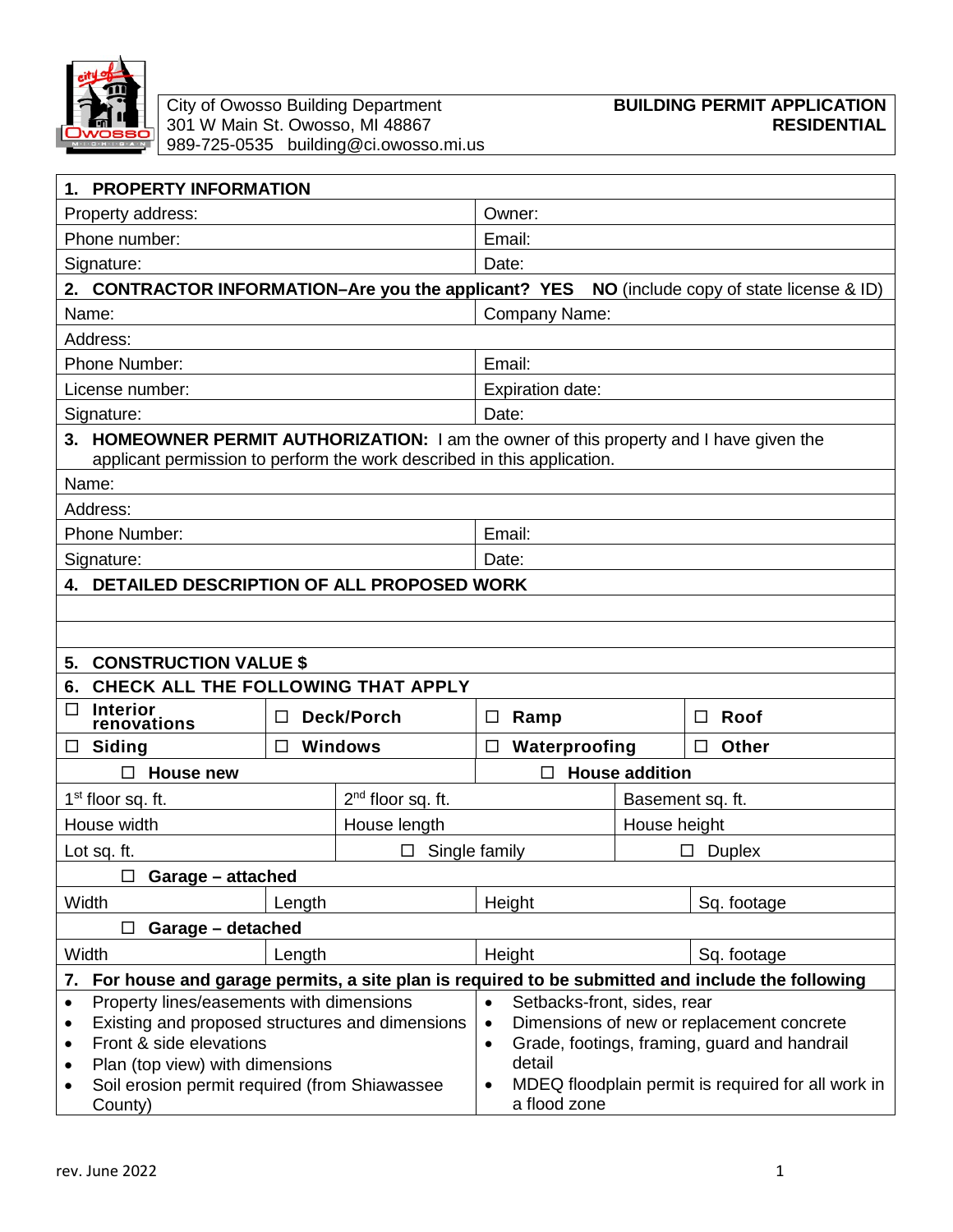City of Owosso Building Department
301 W Main St. Owosso, MI 48867
989-725-0535 building@ci.owosso.mi.us

**BUILDING PERMIT APPLICATION**
**RESIDENTIAL**

## 1. PROPERTY INFORMATION

| | |
|---|---|
| Property address: | Owner: |
| Phone number: | Email: |
| Signature: | Date: |

## 2. CONTRACTOR INFORMATION–Are you the applicant? YES NO (include copy of state license & ID)

| | |
|---|---|
| Name: | Company Name: |
| Address: | |
| Phone Number: | Email: |
| License number: | Expiration date: |
| Signature: | Date: |

## 3. HOMEOWNER PERMIT AUTHORIZATION: I am the owner of this property and I have given the applicant permission to perform the work described in this application.

| | |
|---|---|
| Name: | |
| Address: | |
| Phone Number: | Email: |
| Signature: | Date: |

## 4. DETAILED DESCRIPTION OF ALL PROPOSED WORK

## 5. CONSTRUCTION VALUE $

## 6. CHECK ALL THE FOLLOWING THAT APPLY

| | | | |
|---|---|---|---|
| ☐ **Interior renovations** | ☐ **Deck/Porch** | ☐ **Ramp** | ☐ **Roof** |
| ☐ **Siding** | ☐ **Windows** | ☐ **Waterproofing** | ☐ **Other** |

| ☐ **House new** | | ☐ **House addition** |
|---|---|---|
| 1st floor sq. ft. | 2nd floor sq. ft. | Basement sq. ft. |
| House width | House length | House height |
| Lot sq. ft. | ☐ Single family | ☐ Duplex |

☐ **Garage – attached**

| | | | |
|---|---|---|---|
| Width | Length | Height | Sq. footage |

☐ **Garage – detached**

| | | | |
|---|---|---|---|
| Width | Length | Height | Sq. footage |

## 7. For house and garage permits, a site plan is required to be submitted and include the following

- Property lines/easements with dimensions
- Existing and proposed structures and dimensions
- Front & side elevations
- Plan (top view) with dimensions
- Soil erosion permit required (from Shiawassee County)
- Setbacks-front, sides, rear
- Dimensions of new or replacement concrete
- Grade, footings, framing, guard and handrail detail
- MDEQ floodplain permit is required for all work in a flood zone

rev. June 2022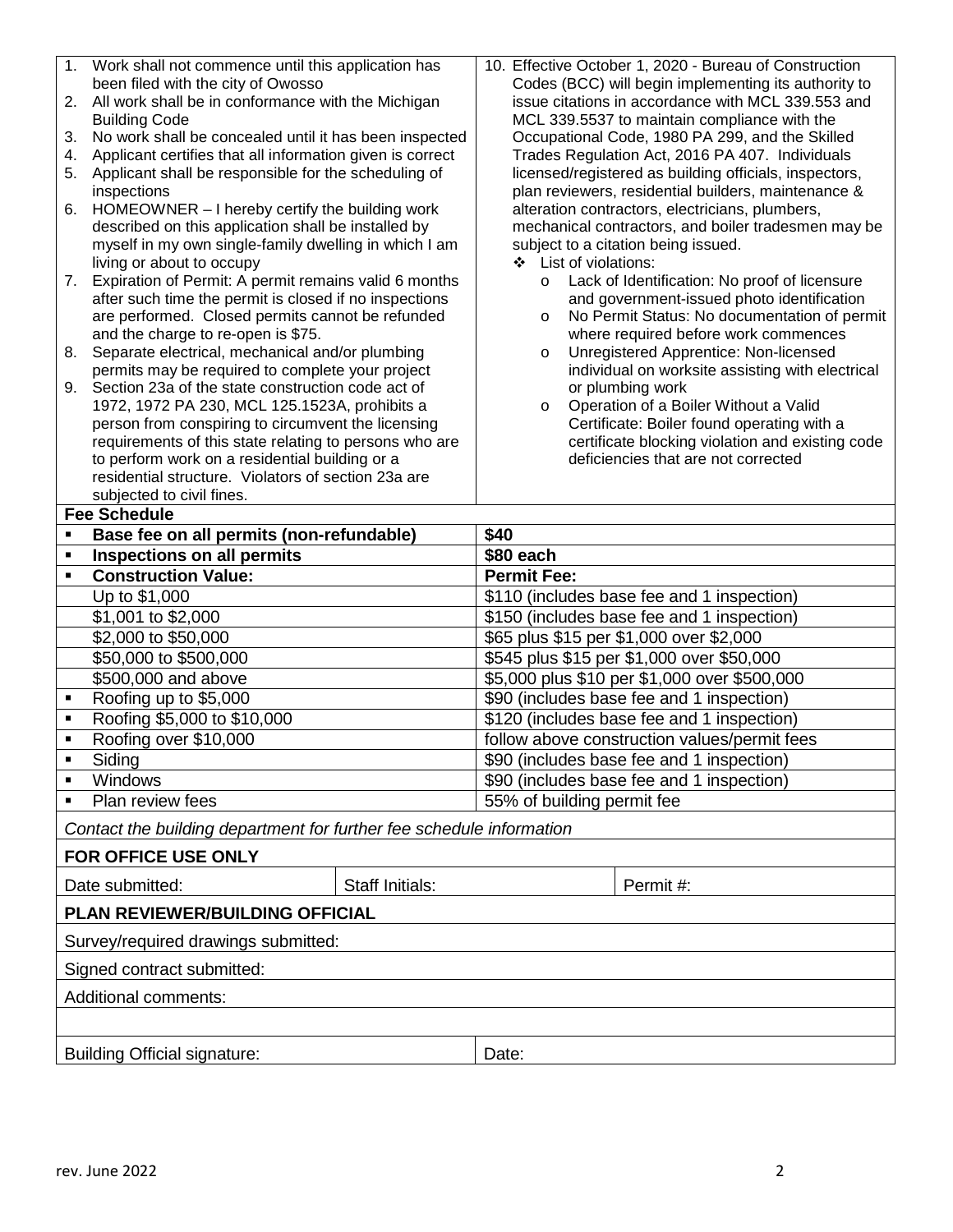1. Work shall not commence until this application has been filed with the city of Owosso
2. All work shall be in conformance with the Michigan Building Code
3. No work shall be concealed until it has been inspected
4. Applicant certifies that all information given is correct
5. Applicant shall be responsible for the scheduling of inspections
6. HOMEOWNER – I hereby certify the building work described on this application shall be installed by myself in my own single-family dwelling in which I am living or about to occupy
7. Expiration of Permit: A permit remains valid 6 months after such time the permit is closed if no inspections are performed. Closed permits cannot be refunded and the charge to re-open is $75.
8. Separate electrical, mechanical and/or plumbing permits may be required to complete your project
9. Section 23a of the state construction code act of 1972, 1972 PA 230, MCL 125.1523A, prohibits a person from conspiring to circumvent the licensing requirements of this state relating to persons who are to perform work on a residential building or a residential structure. Violators of section 23a are subjected to civil fines.
10. Effective October 1, 2020 - Bureau of Construction Codes (BCC) will begin implementing its authority to issue citations in accordance with MCL 339.553 and MCL 339.5537 to maintain compliance with the Occupational Code, 1980 PA 299, and the Skilled Trades Regulation Act, 2016 PA 407. Individuals licensed/registered as building officials, inspectors, plan reviewers, residential builders, maintenance & alteration contractors, electricians, plumbers, mechanical contractors, and boiler tradesmen may be subject to a citation being issued.
    - List of violations:
        - Lack of Identification: No proof of licensure and government-issued photo identification
        - No Permit Status: No documentation of permit where required before work commences
        - Unregistered Apprentice: Non-licensed individual on worksite assisting with electrical or plumbing work
        - Operation of a Boiler Without a Valid Certificate: Boiler found operating with a certificate blocking violation and existing code deficiencies that are not corrected

**Fee Schedule**

| | |
|---|---|
| **Base fee on all permits (non-refundable)** | **$40** |
| **Inspections on all permits** | **$80 each** |
| **Construction Value:** | **Permit Fee:** |
| Up to $1,000 | $110 (includes base fee and 1 inspection) |
| $1,001 to $2,000 | $150 (includes base fee and 1 inspection) |
| $2,000 to $50,000 | $65 plus $15 per $1,000 over $2,000 |
| $50,000 to $500,000 | $545 plus $15 per $1,000 over $50,000 |
| $500,000 and above | $5,000 plus $10 per $1,000 over $500,000 |
| Roofing up to $5,000 | $90 (includes base fee and 1 inspection) |
| Roofing $5,000 to $10,000 | $120 (includes base fee and 1 inspection) |
| Roofing over $10,000 | follow above construction values/permit fees |
| Siding | $90 (includes base fee and 1 inspection) |
| Windows | $90 (includes base fee and 1 inspection) |
| Plan review fees | 55% of building permit fee |

*Contact the building department for further fee schedule information*

**FOR OFFICE USE ONLY**

| | | |
|---|---|---|
| Date submitted: | Staff Initials: | Permit #: |

**PLAN REVIEWER/BUILDING OFFICIAL**

Survey/required drawings submitted:

Signed contract submitted:

Additional comments:

| | |
|---|---|
| Building Official signature: | Date: |

rev. June 2022